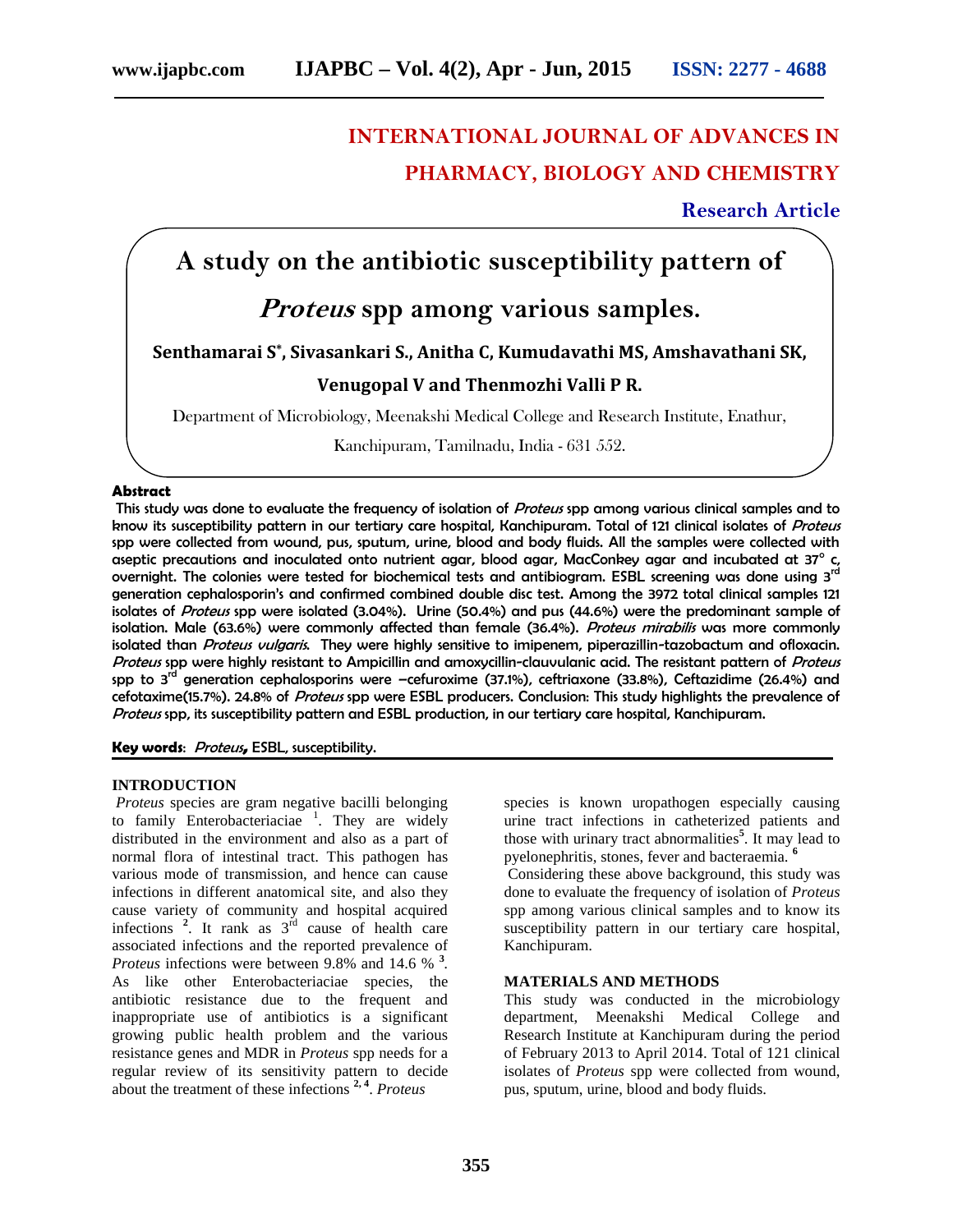# INTERNATIONAL JOURNAL OF ADVANCES IN PHARMACY, BIOLOGY AND CHEMISTRY

**Research Article**

# A study on the antibiotic susceptibility pattern of *Proteus* spp among various samples.

**Senthamarai S*, Sivasankari S., Anitha C, Kumudavathi MS, Amshavathani SK, Venugopal V and Thenmozhi Valli P R.**

Department of Microbiology, Meenakshi Medical College and Research Institute, Enathur, Kanchipuram, Tamilnadu, India - 631 552.

## Abstract

**This study was done to evaluate the frequency of isolation of *Proteus* spp among various clinical samples and to know its susceptibility pattern in our tertiary care hospital, Kanchipuram. Total of 121 clinical isolates of *Proteus* spp were collected from wound, pus, sputum, urine, blood and body fluids. All the samples were collected with aseptic precautions and inoculated onto nutrient agar, blood agar, MacConkey agar and incubated at 37° c, overnight. The colonies were tested for biochemical tests and antibiogram. ESBL screening was done using 3rd generation cephalosporin's and confirmed combined double disc test. Among the 3972 total clinical samples 121 isolates of *Proteus* spp were isolated (3.04%). Urine (50.4%) and pus (44.6%) were the predominant sample of isolation. Male (63.6%) were commonly affected than female (36.4%). *Proteus mirabilis* was more commonly isolated than *Proteus vulgaris*. They were highly sensitive to imipenem, piperazillin-tazobactum and ofloxacin. *Proteus* spp were highly resistant to Ampicillin and amoxycillin-clauvulanic acid. The resistant pattern of *Proteus* spp to 3rd generation cephalosporins were –cefuroxime (37.1%), ceftriaxone (33.8%), Ceftazidime (26.4%) and cefotaxime(15.7%). 24.8% of *Proteus* spp were ESBL producers. Conclusion: This study highlights the prevalence of *Proteus* spp, its susceptibility pattern and ESBL production, in our tertiary care hospital, Kanchipuram.**

**Key words**: *Proteus*, ESBL, susceptibility.

## INTRODUCTION

*Proteus* species are gram negative bacilli belonging to family Enterobacteriaciae [1]. They are widely distributed in the environment and also as a part of normal flora of intestinal tract. This pathogen has various mode of transmission, and hence can cause infections in different anatomical site, and also they cause variety of community and hospital acquired infections [2]. It rank as 3rd cause of health care associated infections and the reported prevalence of *Proteus* infections were between 9.8% and 14.6 % [3]. As like other Enterobacteriaciae species, the antibiotic resistance due to the frequent and inappropriate use of antibiotics is a significant growing public health problem and the various resistance genes and MDR in *Proteus* spp needs for a regular review of its sensitivity pattern to decide about the treatment of these infections [2, 4]. *Proteus* species is known uropathogen especially causing urine tract infections in catheterized patients and those with urinary tract abnormalities[5]. It may lead to pyelonephritis, stones, fever and bacteraemia. [6]

Considering these above background, this study was done to evaluate the frequency of isolation of *Proteus* spp among various clinical samples and to know its susceptibility pattern in our tertiary care hospital, Kanchipuram.

## MATERIALS AND METHODS

This study was conducted in the microbiology department, Meenakshi Medical College and Research Institute at Kanchipuram during the period of February 2013 to April 2014. Total of 121 clinical isolates of *Proteus* spp were collected from wound, pus, sputum, urine, blood and body fluids.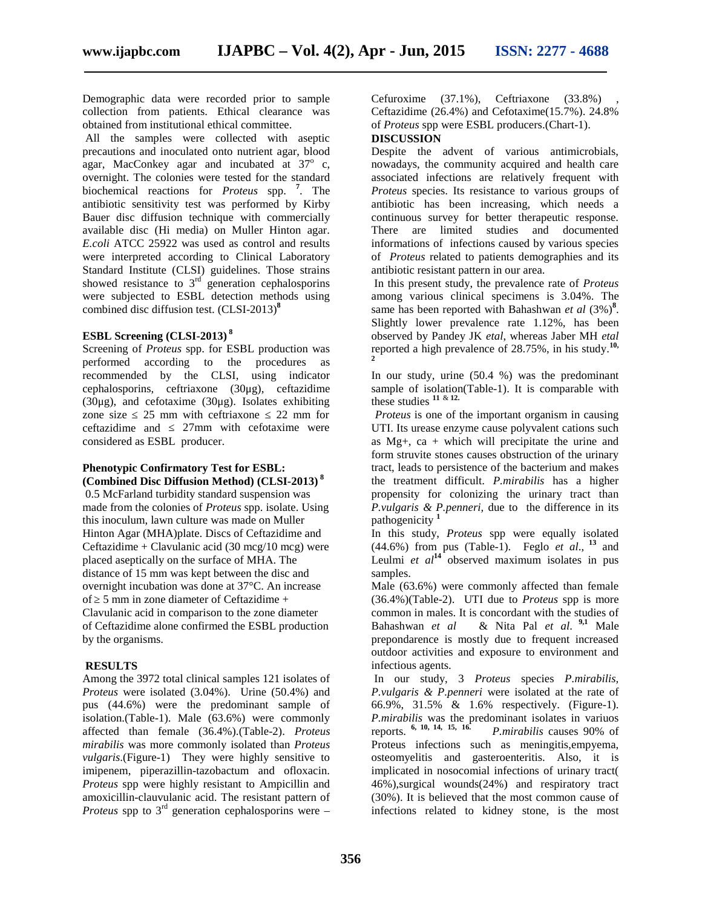Demographic data were recorded prior to sample collection from patients. Ethical clearance was obtained from institutional ethical committee.

All the samples were collected with aseptic precautions and inoculated onto nutrient agar, blood agar, MacConkey agar and incubated at 37$^o$ c, overnight. The colonies were tested for the standard biochemical reactions for *Proteus* spp. [7]. The antibiotic sensitivity test was performed by Kirby Bauer disc diffusion technique with commercially available disc (Hi media) on Muller Hinton agar. *E.coli* ATCC 25922 was used as control and results were interpreted according to Clinical Laboratory Standard Institute (CLSI) guidelines. Those strains showed resistance to 3$^{rd}$ generation cephalosporins were subjected to ESBL detection methods using combined disc diffusion test. (CLSI-2013)[8]

### ESBL Screening (CLSI-2013) [8]

Screening of *Proteus* spp. for ESBL production was performed according to the procedures as recommended by the CLSI, using indicator cephalosporins, ceftriaxone (30µg), ceftazidime (30µg), and cefotaxime (30µg). Isolates exhibiting zone size $\leq$ 25 mm with ceftriaxone $\leq$ 22 mm for ceftazidime and $\leq$ 27mm with cefotaxime were considered as ESBL producer.

### Phenotypic Confirmatory Test for ESBL: (Combined Disc Diffusion Method) (CLSI-2013) [8]

0.5 McFarland turbidity standard suspension was made from the colonies of *Proteus* spp. isolate. Using this inoculum, lawn culture was made on Muller Hinton Agar (MHA)plate. Discs of Ceftazidime and Ceftazidime + Clavulanic acid (30 mcg/10 mcg) were placed aseptically on the surface of MHA. The distance of 15 mm was kept between the disc and overnight incubation was done at 37°C. An increase of $\geq$ 5 mm in zone diameter of Ceftazidime + Clavulanic acid in comparison to the zone diameter of Ceftazidime alone confirmed the ESBL production by the organisms.

## RESULTS

Among the 3972 total clinical samples 121 isolates of *Proteus* were isolated (3.04%). Urine (50.4%) and pus (44.6%) were the predominant sample of isolation.(Table-1). Male (63.6%) were commonly affected than female (36.4%).(Table-2). *Proteus mirabilis* was more commonly isolated than *Proteus vulgaris*.(Figure-1) They were highly sensitive to imipenem, piperazillin-tazobactum and ofloxacin. *Proteus* spp were highly resistant to Ampicillin and amoxicillin-clauvulanic acid. The resistant pattern of *Proteus* spp to 3$^{rd}$ generation cephalosporins were – Cefuroxime (37.1%), Ceftriaxone (33.8%) , Ceftazidime (26.4%) and Cefotaxime(15.7%). 24.8% of *Proteus* spp were ESBL producers.(Chart-1).

## DISCUSSION

Despite the advent of various antimicrobials, nowadays, the community acquired and health care associated infections are relatively frequent with *Proteus* species. Its resistance to various groups of antibiotic has been increasing, which needs a continuous survey for better therapeutic response. There are limited studies and documented informations of infections caused by various species of *Proteus* related to patients demographies and its antibiotic resistant pattern in our area.

In this present study, the prevalence rate of *Proteus* among various clinical specimens is 3.04%. The same has been reported with Bahashwan *et al* (3%)[8]. Slightly lower prevalence rate 1.12%, has been observed by Pandey JK *etal*, whereas Jaber MH *etal* reported a high prevalence of 28.75%, in his study.[10, 2]

In our study, urine (50.4 %) was the predominant sample of isolation(Table-1). It is comparable with these studies [11 & 12].

*Proteus* is one of the important organism in causing UTI. Its urease enzyme cause polyvalent cations such as Mg+, ca + which will precipitate the urine and form struvite stones causes obstruction of the urinary tract, leads to persistence of the bacterium and makes the treatment difficult. *P.mirabilis* has a higher propensity for colonizing the urinary tract than *P.vulgaris & P.penneri,* due to the difference in its pathogenicity [1]

In this study, *Proteus* spp were equally isolated (44.6%) from pus (Table-1). Feglo *et al.*, [13] and Leulmi *et al*[14] observed maximum isolates in pus samples.

Male (63.6%) were commonly affected than female (36.4%)(Table-2). UTI due to *Proteus* spp is more common in males. It is concordant with the studies of Bahashwan *et al* & Nita Pal *et al*. [9,1] Male prepondarence is mostly due to frequent increased outdoor activities and exposure to environment and infectious agents.

In our study, 3 *Proteus* species *P.mirabilis, P.vulgaris & P.penneri* were isolated at the rate of 66.9%, 31.5% & 1.6% respectively. (Figure-1). *P.mirabilis* was the predominant isolates in variuos reports. [6, 10, 14, 15, 16.] *P.mirabilis* causes 90% of Proteus infections such as meningitis,empyema, osteomyelitis and gasteroenteritis. Also, it is implicated in nosocomial infections of urinary tract( 46%),surgical wounds(24%) and respiratory tract (30%). It is believed that the most common cause of infections related to kidney stone, is the most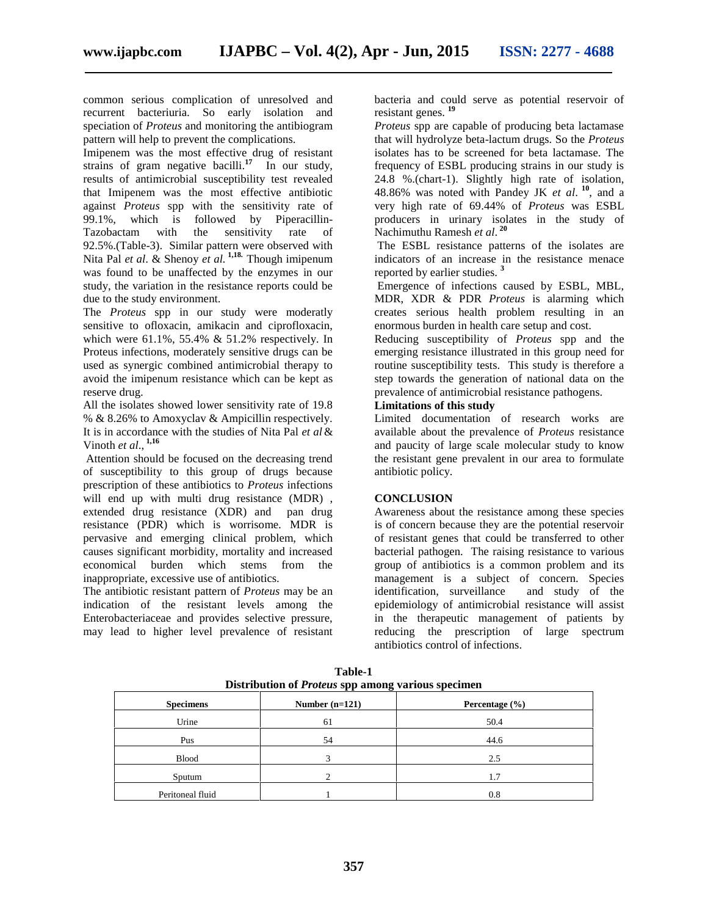common serious complication of unresolved and recurrent bacteriuria. So early isolation and speciation of *Proteus* and monitoring the antibiogram pattern will help to prevent the complications.

Imipenem was the most effective drug of resistant strains of gram negative bacilli.[17] In our study, results of antimicrobial susceptibility test revealed that Imipenem was the most effective antibiotic against *Proteus* spp with the sensitivity rate of 99.1%, which is followed by Piperacillin-Tazobactam with the sensitivity rate of 92.5%.(Table-3). Similar pattern were observed with Nita Pal *et al*. & Shenoy *et al.* [1,18.] Though imipenum was found to be unaffected by the enzymes in our study, the variation in the resistance reports could be due to the study environment.

The *Proteus* spp in our study were moderately sensitive to ofloxacin, amikacin and ciprofloxacin, which were 61.1%, 55.4% & 51.2% respectively. In Proteus infections, moderately sensitive drugs can be used as synergic combined antimicrobial therapy to avoid the imipenum resistance which can be kept as reserve drug.

All the isolates showed lower sensitivity rate of 19.8 % & 8.26% to Amoxyclav & Ampicillin respectively. It is in accordance with the studies of Nita Pal *et al* & Vinoth *et al*., [1,16]

Attention should be focused on the decreasing trend of susceptibility to this group of drugs because prescription of these antibiotics to *Proteus* infections will end up with multi drug resistance (MDR) , extended drug resistance (XDR) and pan drug resistance (PDR) which is worrisome. MDR is pervasive and emerging clinical problem, which causes significant morbidity, mortality and increased economical burden which stems from the inappropriate, excessive use of antibiotics.

The antibiotic resistant pattern of *Proteus* may be an indication of the resistant levels among the Enterobacteriaceae and provides selective pressure, may lead to higher level prevalence of resistant bacteria and could serve as potential reservoir of resistant genes. [19]

*Proteus* spp are capable of producing beta lactamase that will hydrolyze beta-lactum drugs. So the *Proteus* isolates has to be screened for beta lactamase. The frequency of ESBL producing strains in our study is 24.8 %.(chart-1). Slightly high rate of isolation, 48.86% was noted with Pandey JK *et al.* [10], and a very high rate of 69.44% of *Proteus* was ESBL producers in urinary isolates in the study of Nachimuthu Ramesh *et al*. [20]

The ESBL resistance patterns of the isolates are indicators of an increase in the resistance menace reported by earlier studies. [3]

Emergence of infections caused by ESBL, MBL, MDR, XDR & PDR *Proteus* is alarming which creates serious health problem resulting in an enormous burden in health care setup and cost.

Reducing susceptibility of *Proteus* spp and the emerging resistance illustrated in this group need for routine susceptibility tests. This study is therefore a step towards the generation of national data on the prevalence of antimicrobial resistance pathogens.

**Limitations of this study**

Limited documentation of research works are available about the prevalence of *Proteus* resistance and paucity of large scale molecular study to know the resistant gene prevalent in our area to formulate antibiotic policy.

## CONCLUSION

Awareness about the resistance among these species is of concern because they are the potential reservoir of resistant genes that could be transferred to other bacterial pathogen. The raising resistance to various group of antibiotics is a common problem and its management is a subject of concern. Species identification, surveillance and study of the epidemiology of antimicrobial resistance will assist in the therapeutic management of patients by reducing the prescription of large spectrum antibiotics control of infections.

**Table-1**
**Distribution of *Proteus* spp among various specimen**

| Specimens | Number (n=121) | Percentage (%) |
|---|---|---|
| Urine | 61 | 50.4 |
| Pus | 54 | 44.6 |
| Blood | 3 | 2.5 |
| Sputum | 2 | 1.7 |
| Peritoneal fluid | 1 | 0.8 |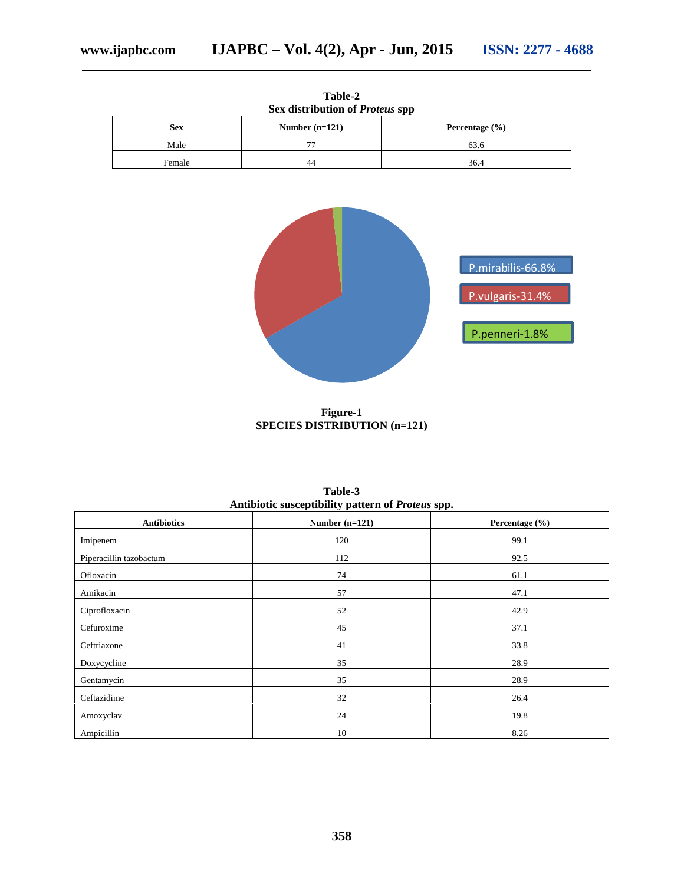**Table-2**
**Sex distribution of *Proteus* spp**

| Sex | Number (n=121) | Percentage (%) |
|---|---|---|
| Male | 77 | 63.6 |
| Female | 44 | 36.4 |

P.mirabilis-66.8%

P.vulgaris-31.4%

P.penneri-1.8%

**Figure-1**
**SPECIES DISTRIBUTION (n=121)**

**Table-3**
**Antibiotic susceptibility pattern of *Proteus* spp.**

| Antibiotics | Number (n=121) | Percentage (%) |
|---|---|---|
| Imipenem | 120 | 99.1 |
| Piperacillin tazobactum | 112 | 92.5 |
| Ofloxacin | 74 | 61.1 |
| Amikacin | 57 | 47.1 |
| Ciprofloxacin | 52 | 42.9 |
| Cefuroxime | 45 | 37.1 |
| Ceftriaxone | 41 | 33.8 |
| Doxycycline | 35 | 28.9 |
| Gentamycin | 35 | 28.9 |
| Ceftazidime | 32 | 26.4 |
| Amoxyclav | 24 | 19.8 |
| Ampicillin | 10 | 8.26 |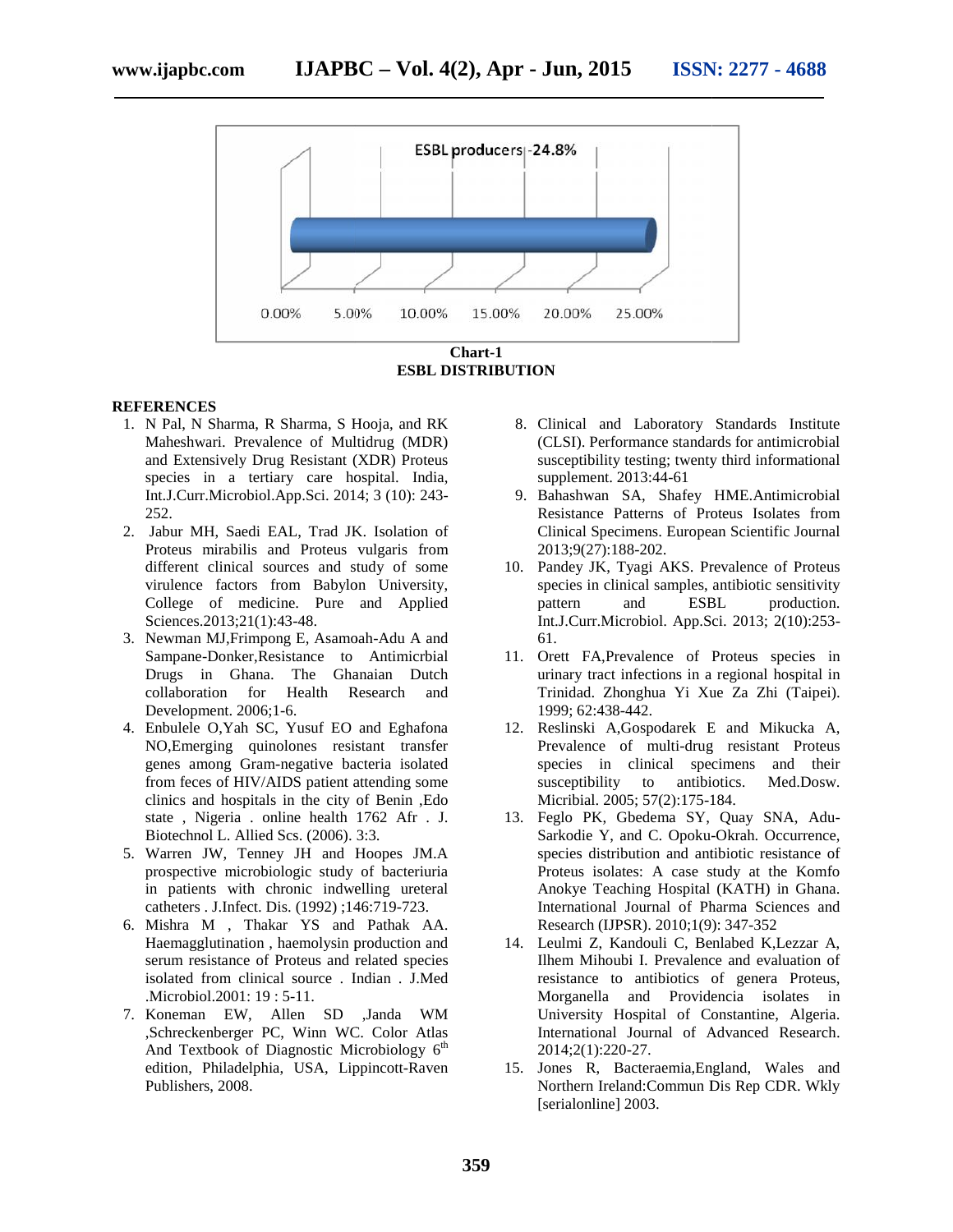ESBL producers -24.8%

0.00% 5.00% 10.00% 15.00% 20.00% 25.00%

**Chart-1**
**ESBL DISTRIBUTION**

## REFERENCES

1. N Pal, N Sharma, R Sharma, S Hooja, and RK Maheshwari. Prevalence of Multidrug (MDR) and Extensively Drug Resistant (XDR) Proteus species in a tertiary care hospital. India, Int.J.Curr.Microbiol.App.Sci. 2014; 3 (10): 243-252.
2. Jabur MH, Saedi EAL, Trad JK. Isolation of Proteus mirabilis and Proteus vulgaris from different clinical sources and study of some virulence factors from Babylon University, College of medicine. Pure and Applied Sciences.2013;21(1):43-48.
3. Newman MJ,Frimpong E, Asamoah-Adu A and Sampane-Donker,Resistance to Antimicrbial Drugs in Ghana. The Ghanaian Dutch collaboration for Health Research and Development. 2006;1-6.
4. Enbulele O,Yah SC, Yusuf EO and Eghafona NO,Emerging quinolones resistant transfer genes among Gram-negative bacteria isolated from feces of HIV/AIDS patient attending some clinics and hospitals in the city of Benin ,Edo state , Nigeria . online health 1762 Afr . J. Biotechnol L. Allied Scs. (2006). 3:3.
5. Warren JW, Tenney JH and Hoopes JM.A prospective microbiologic study of bacteriuria in patients with chronic indwelling ureteral catheters . J.Infect. Dis. (1992) ;146:719-723.
6. Mishra M , Thakar YS and Pathak AA. Haemagglutination , haemolysin production and serum resistance of Proteus and related species isolated from clinical source . Indian . J.Med .Microbiol.2001: 19 : 5-11.
7. Koneman EW, Allen SD ,Janda WM ,Schreckenberger PC, Winn WC. Color Atlas And Textbook of Diagnostic Microbiology 6th edition, Philadelphia, USA, Lippincott-Raven Publishers, 2008.
8. Clinical and Laboratory Standards Institute (CLSI). Performance standards for antimicrobial susceptibility testing; twenty third informational supplement. 2013:44-61
9. Bahashwan SA, Shafey HME.Antimicrobial Resistance Patterns of Proteus Isolates from Clinical Specimens. European Scientific Journal 2013;9(27):188-202.
10. Pandey JK, Tyagi AKS. Prevalence of Proteus species in clinical samples, antibiotic sensitivity pattern and ESBL production. Int.J.Curr.Microbiol. App.Sci. 2013; 2(10):253-61.
11. Orett FA,Prevalence of Proteus species in urinary tract infections in a regional hospital in Trinidad. Zhonghua Yi Xue Za Zhi (Taipei). 1999; 62:438-442.
12. Reslinski A,Gospodarek E and Mikucka A, Prevalence of multi-drug resistant Proteus species in clinical specimens and their susceptibility to antibiotics. Med.Dosw. Micribial. 2005; 57(2):175-184.
13. Feglo PK, Gbedema SY, Quay SNA, Adu-Sarkodie Y, and C. Opoku-Okrah. Occurrence, species distribution and antibiotic resistance of Proteus isolates: A case study at the Komfo Anokye Teaching Hospital (KATH) in Ghana. International Journal of Pharma Sciences and Research (IJPSR). 2010;1(9): 347-352
14. Leulmi Z, Kandouli C, Benlabed K,Lezzar A, Ilhem Mihoubi I. Prevalence and evaluation of resistance to antibiotics of genera Proteus, Morganella and Providencia isolates in University Hospital of Constantine, Algeria. International Journal of Advanced Research. 2014;2(1):220-27.
15. Jones R, Bacteraemia,England, Wales and Northern Ireland:Commun Dis Rep CDR. Wkly [serialonline] 2003.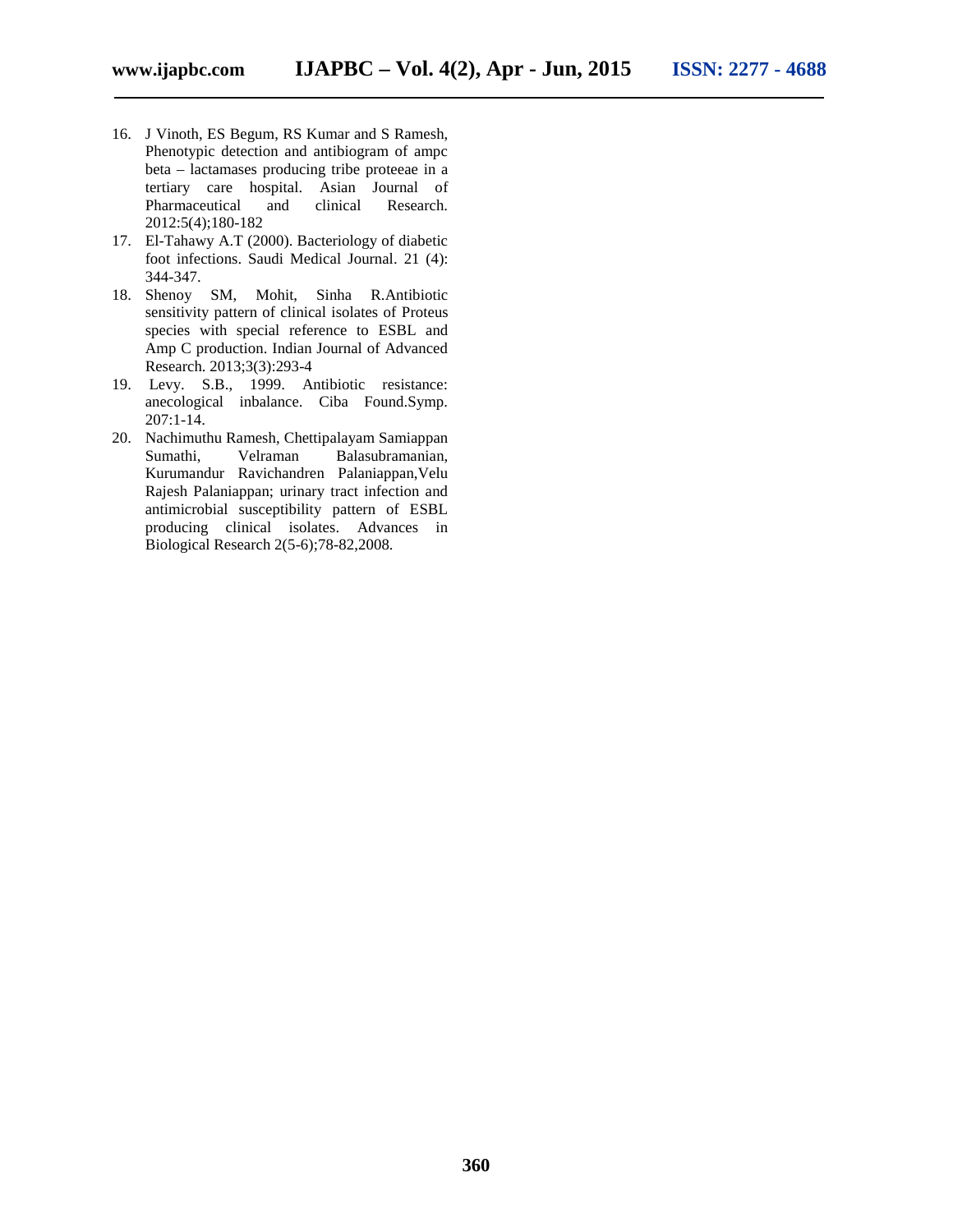16. J Vinoth, ES Begum, RS Kumar and S Ramesh, Phenotypic detection and antibiogram of ampc beta – lactamases producing tribe proteeae in a tertiary care hospital. Asian Journal of Pharmaceutical and clinical Research. 2012:5(4);180-182
17. El-Tahawy A.T (2000). Bacteriology of diabetic foot infections. Saudi Medical Journal. 21 (4): 344-347.
18. Shenoy SM, Mohit, Sinha R.Antibiotic sensitivity pattern of clinical isolates of Proteus species with special reference to ESBL and Amp C production. Indian Journal of Advanced Research. 2013;3(3):293-4
19. Levy. S.B., 1999. Antibiotic resistance: anecological inbalance. Ciba Found.Symp. 207:1-14.
20. Nachimuthu Ramesh, Chettipalayam Samiappan Sumathi, Velraman Balasubramanian, Kurumandur Ravichandren Palaniappan,Velu Rajesh Palaniappan; urinary tract infection and antimicrobial susceptibility pattern of ESBL producing clinical isolates. Advances in Biological Research 2(5-6);78-82,2008.